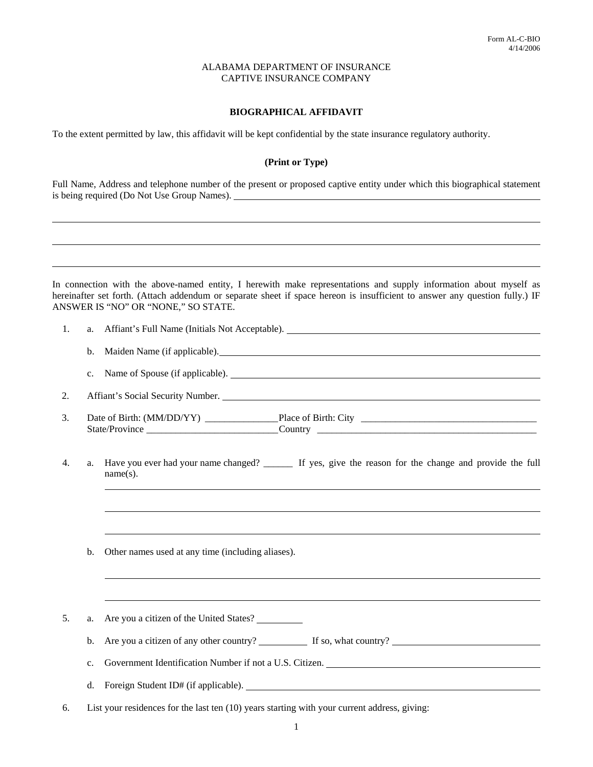Form AL-C-BIO
4/14/2006

ALABAMA DEPARTMENT OF INSURANCE
CAPTIVE INSURANCE COMPANY

## BIOGRAPHICAL AFFIDAVIT

To the extent permitted by law, this affidavit will be kept confidential by the state insurance regulatory authority.

**(Print or Type)**

Full Name, Address and telephone number of the present or proposed captive entity under which this biographical statement is being required (Do Not Use Group Names). ______________________________

______________________________________________________________________

______________________________________________________________________

______________________________________________________________________

In connection with the above-named entity, I herewith make representations and supply information about myself as hereinafter set forth. (Attach addendum or separate sheet if space hereon is insufficient to answer any question fully.) IF ANSWER IS "NO" OR "NONE," SO STATE.

1. a. Affiant's Full Name (Initials Not Acceptable). ______________________________

   b. Maiden Name (if applicable). ______________________________

   c. Name of Spouse (if applicable). ______________________________

2. Affiant's Social Security Number. ______________________________

3. Date of Birth: (MM/DD/YY) _______________ Place of Birth: City ______________________________
   State/Province ___________________________ Country ______________________________

4. a. Have you ever had your name changed? ______ If yes, give the reason for the change and provide the full name(s).

   ______________________________________________________________________

   ______________________________________________________________________

   ______________________________________________________________________

   b. Other names used at any time (including aliases).

   ______________________________________________________________________

   ______________________________________________________________________

5. a. Are you a citizen of the United States? __________

   b. Are you a citizen of any other country? __________ If so, what country? ______________________________

   c. Government Identification Number if not a U.S. Citizen. ______________________________

   d. Foreign Student ID# (if applicable). ______________________________

6. List your residences for the last ten (10) years starting with your current address, giving: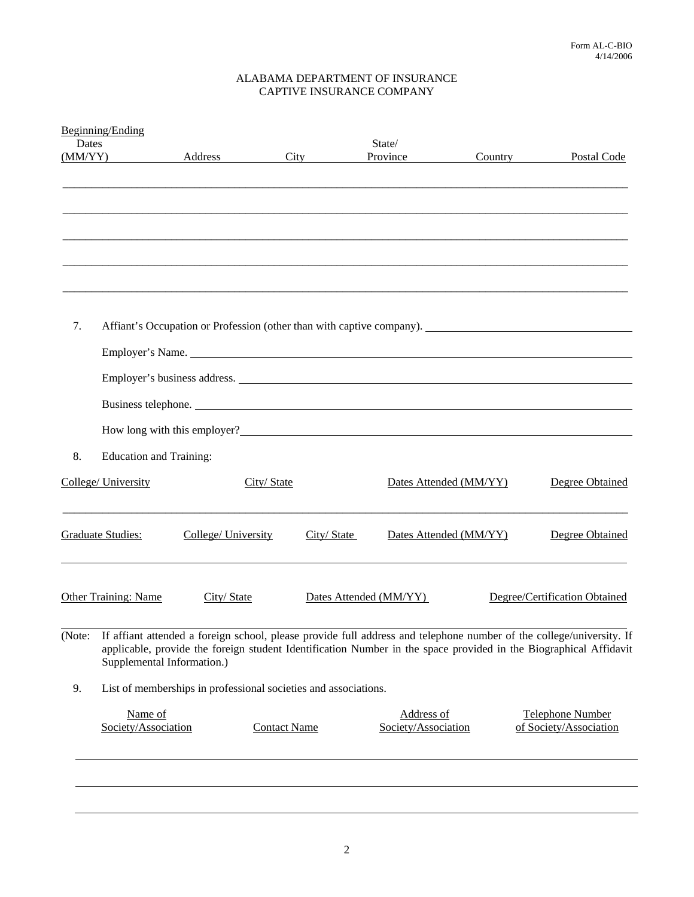Form AL-C-BIO
4/14/2006

ALABAMA DEPARTMENT OF INSURANCE
CAPTIVE INSURANCE COMPANY

| Beginning/Ending Dates (MM/YY) | Address | City | State/ Province | Country | Postal Code |
|---|---|---|---|---|---|
| | | | | | |
| | | | | | |
| | | | | | |
| | | | | | |
| | | | | | |

7. Affiant's Occupation or Profession (other than with captive company). ______________________

   Employer's Name. ______________________

   Employer's business address. ______________________

   Business telephone. ______________________

   How long with this employer? ______________________

8. Education and Training:

| College/ University | City/ State | Dates Attended (MM/YY) | Degree Obtained |
|---|---|---|---|
| | | | |

| Graduate Studies: | College/ University | City/ State | Dates Attended (MM/YY) | Degree Obtained |
|---|---|---|---|---|
| | | | | |

| Other Training: Name | City/ State | Dates Attended (MM/YY) | Degree/Certification Obtained |
|---|---|---|---|
| | | | |

(Note: If affiant attended a foreign school, please provide full address and telephone number of the college/university. If applicable, provide the foreign student Identification Number in the space provided in the Biographical Affidavit Supplemental Information.)

9. List of memberships in professional societies and associations.

| Name of Society/Association | Contact Name | Address of Society/Association | Telephone Number of Society/Association |
|---|---|---|---|
| | | | |
| | | | |
| | | | |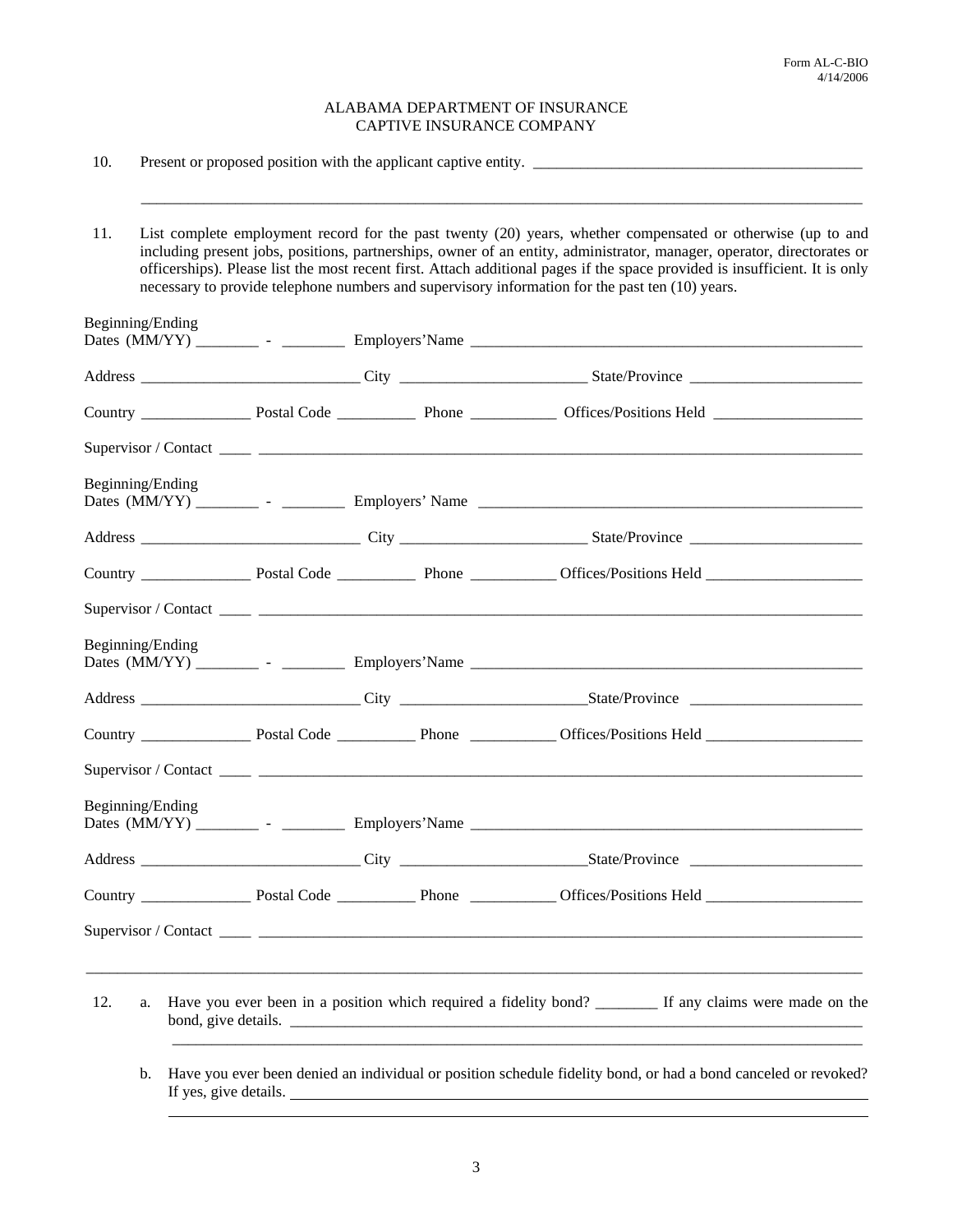Form AL-C-BIO
4/14/2006

ALABAMA DEPARTMENT OF INSURANCE
CAPTIVE INSURANCE COMPANY

10. Present or proposed position with the applicant captive entity. ___________________________________________

_______________________________________________________________________________________________

11. List complete employment record for the past twenty (20) years, whether compensated or otherwise (up to and including present jobs, positions, partnerships, owner of an entity, administrator, manager, operator, directorates or officerships). Please list the most recent first. Attach additional pages if the space provided is insufficient. It is only necessary to provide telephone numbers and supervisory information for the past ten (10) years.

Beginning/Ending
Dates (MM/YY) ________ - ________ Employers'Name ____________________________________________________

Address ____________________________ City ________________________ State/Province ______________________

Country ______________ Postal Code __________ Phone ___________ Offices/Positions Held ___________________

Supervisor / Contact ____ _________________________________________________________________________________

Beginning/Ending
Dates (MM/YY) ________ - ________ Employers' Name ____________________________________________________

Address ____________________________ City ________________________ State/Province ______________________

Country ______________ Postal Code __________ Phone ___________ Offices/Positions Held ___________________

Supervisor / Contact ____ _________________________________________________________________________________

Beginning/Ending
Dates (MM/YY) ________ - ________ Employers'Name ____________________________________________________

Address ____________________________ City ________________________State/Province ______________________

Country ______________ Postal Code __________ Phone ___________ Offices/Positions Held ___________________

Supervisor / Contact ____ _________________________________________________________________________________

Beginning/Ending
Dates (MM/YY) ________ - ________ Employers'Name ____________________________________________________

Address ____________________________ City ________________________State/Province ______________________

Country ______________ Postal Code __________ Phone ___________ Offices/Positions Held ___________________

Supervisor / Contact ____ _________________________________________________________________________________

_______________________________________________________________________________________________

12. a. Have you ever been in a position which required a fidelity bond? ________ If any claims were made on the bond, give details. ______________________________________________________________________________

_______________________________________________________________________________________

b. Have you ever been denied an individual or position schedule fidelity bond, or had a bond canceled or revoked? If yes, give details. ______________________________________________________________________________

_______________________________________________________________________________________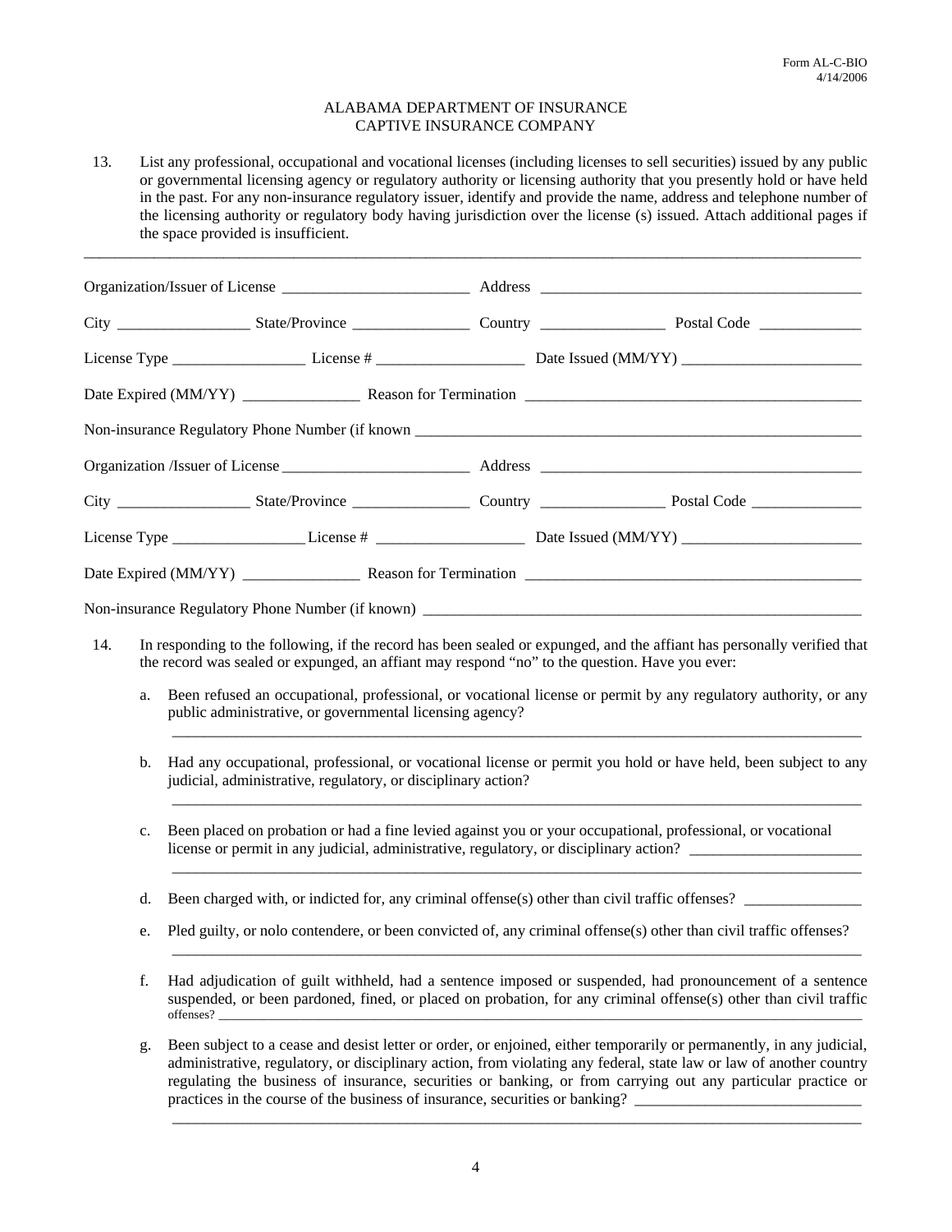Form AL-C-BIO
4/14/2006

ALABAMA DEPARTMENT OF INSURANCE
CAPTIVE INSURANCE COMPANY

13. List any professional, occupational and vocational licenses (including licenses to sell securities) issued by any public or governmental licensing agency or regulatory authority or licensing authority that you presently hold or have held in the past. For any non-insurance regulatory issuer, identify and provide the name, address and telephone number of the licensing authority or regulatory body having jurisdiction over the license (s) issued. Attach additional pages if the space provided is insufficient.

______________________________________________________________________________________________

Organization/Issuer of License ________________________ Address __________________________________________

City _________________ State/Province _______________ Country ________________ Postal Code _____________

License Type _________________ License # ___________________ Date Issued (MM/YY) _______________________

Date Expired (MM/YY) _______________ Reason for Termination ___________________________________________

Non-insurance Regulatory Phone Number (if known ____________________________________________________________

Organization /Issuer of License ________________________ Address __________________________________________

City _________________ State/Province _______________ Country ________________ Postal Code ______________

License Type _________________ License # ___________________ Date Issued (MM/YY) _______________________

Date Expired (MM/YY) _______________ Reason for Termination ___________________________________________

Non-insurance Regulatory Phone Number (if known) ___________________________________________________________

14. In responding to the following, if the record has been sealed or expunged, and the affiant has personally verified that the record was sealed or expunged, an affiant may respond "no" to the question. Have you ever:

   a. Been refused an occupational, professional, or vocational license or permit by any regulatory authority, or any public administrative, or governmental licensing agency?
   ______________________________________________________________________________________

   b. Had any occupational, professional, or vocational license or permit you hold or have held, been subject to any judicial, administrative, regulatory, or disciplinary action?
   ______________________________________________________________________________________

   c. Been placed on probation or had a fine levied against you or your occupational, professional, or vocational license or permit in any judicial, administrative, regulatory, or disciplinary action? ______________________
   ______________________________________________________________________________________

   d. Been charged with, or indicted for, any criminal offense(s) other than civil traffic offenses? _______________

   e. Pled guilty, or nolo contendere, or been convicted of, any criminal offense(s) other than civil traffic offenses?
   ______________________________________________________________________________________

   f. Had adjudication of guilt withheld, had a sentence imposed or suspended, had pronouncement of a sentence suspended, or been pardoned, fined, or placed on probation, for any criminal offense(s) other than civil traffic offenses? ______________________________________________________________________________

   g. Been subject to a cease and desist letter or order, or enjoined, either temporarily or permanently, in any judicial, administrative, regulatory, or disciplinary action, from violating any federal, state law or law of another country regulating the business of insurance, securities or banking, or from carrying out any particular practice or practices in the course of the business of insurance, securities or banking? _____________________________
   ______________________________________________________________________________________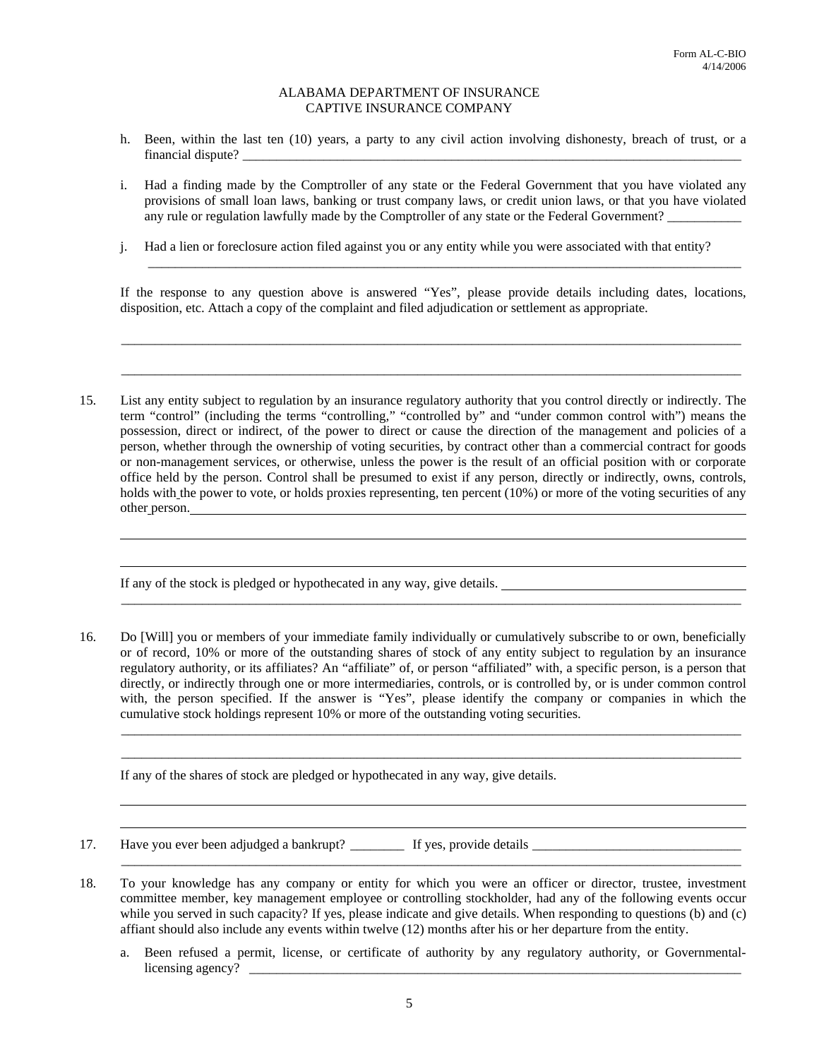Form AL-C-BIO
4/14/2006

ALABAMA DEPARTMENT OF INSURANCE
CAPTIVE INSURANCE COMPANY

h. Been, within the last ten (10) years, a party to any civil action involving dishonesty, breach of trust, or a financial dispute? ____________________________________________________________

i. Had a finding made by the Comptroller of any state or the Federal Government that you have violated any provisions of small loan laws, banking or trust company laws, or credit union laws, or that you have violated any rule or regulation lawfully made by the Comptroller of any state or the Federal Government? ___________

j. Had a lien or foreclosure action filed against you or any entity while you were associated with that entity?
____________________________________________________________

If the response to any question above is answered "Yes", please provide details including dates, locations, disposition, etc. Attach a copy of the complaint and filed adjudication or settlement as appropriate.

____________________________________________________________

____________________________________________________________

15. List any entity subject to regulation by an insurance regulatory authority that you control directly or indirectly. The term "control" (including the terms "controlling," "controlled by" and "under common control with") means the possession, direct or indirect, of the power to direct or cause the direction of the management and policies of a person, whether through the ownership of voting securities, by contract other than a commercial contract for goods or non-management services, or otherwise, unless the power is the result of an official position with or corporate office held by the person. Control shall be presumed to exist if any person, directly or indirectly, owns, controls, holds with the power to vote, or holds proxies representing, ten percent (10%) or more of the voting securities of any other person. ____________________________________________________________

____________________________________________________________

____________________________________________________________

If any of the stock is pledged or hypothecated in any way, give details. ______________________________
____________________________________________________________

16. Do [Will] you or members of your immediate family individually or cumulatively subscribe to or own, beneficially or of record, 10% or more of the outstanding shares of stock of any entity subject to regulation by an insurance regulatory authority, or its affiliates? An "affiliate" of, or person "affiliated" with, a specific person, is a person that directly, or indirectly through one or more intermediaries, controls, or is controlled by, or is under common control with, the person specified. If the answer is "Yes", please identify the company or companies in which the cumulative stock holdings represent 10% or more of the outstanding voting securities.
____________________________________________________________
____________________________________________________________

If any of the shares of stock are pledged or hypothecated in any way, give details.

____________________________________________________________

____________________________________________________________

17. Have you ever been adjudged a bankrupt? ________ If yes, provide details ______________________________
____________________________________________________________

18. To your knowledge has any company or entity for which you were an officer or director, trustee, investment committee member, key management employee or controlling stockholder, had any of the following events occur while you served in such capacity? If yes, please indicate and give details. When responding to questions (b) and (c) affiant should also include any events within twelve (12) months after his or her departure from the entity.

a. Been refused a permit, license, or certificate of authority by any regulatory authority, or Governmental-licensing agency? ____________________________________________________________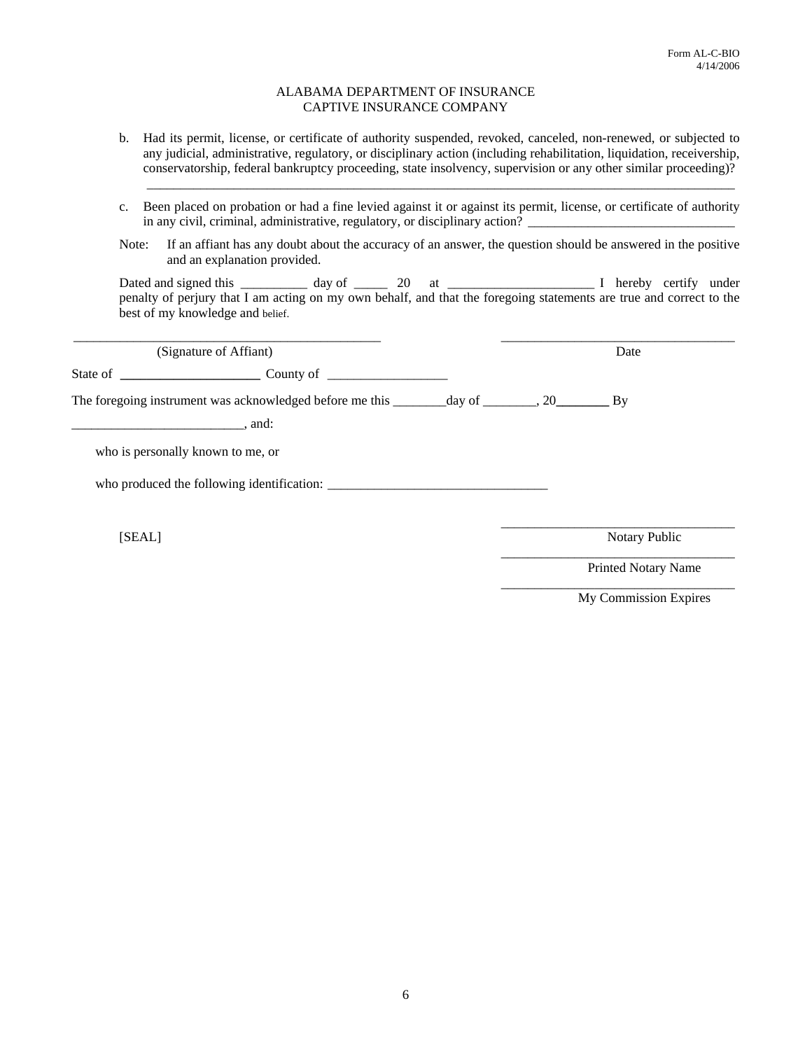Form AL-C-BIO
4/14/2006

ALABAMA DEPARTMENT OF INSURANCE
CAPTIVE INSURANCE COMPANY

b. Had its permit, license, or certificate of authority suspended, revoked, canceled, non-renewed, or subjected to any judicial, administrative, regulatory, or disciplinary action (including rehabilitation, liquidation, receivership, conservatorship, federal bankruptcy proceeding, state insolvency, supervision or any other similar proceeding)?

______________________________________________________________________________

c. Been placed on probation or had a fine levied against it or against its permit, license, or certificate of authority in any civil, criminal, administrative, regulatory, or disciplinary action? ______________________________

Note: If an affiant has any doubt about the accuracy of an answer, the question should be answered in the positive and an explanation provided.

Dated and signed this __________ day of _____ 20 at ______________________ I hereby certify under penalty of perjury that I am acting on my own behalf, and that the foregoing statements are true and correct to the best of my knowledge and belief.

______________________________________________ (Signature of Affiant)

___________________________________ Date

State of ____________________ County of _________________

The foregoing instrument was acknowledged before me this ________day of ________, 20________ By

_________________________, and:

who is personally known to me, or

who produced the following identification: ________________________________

[SEAL]

___________________________________ Notary Public

___________________________________ Printed Notary Name

___________________________________ My Commission Expires